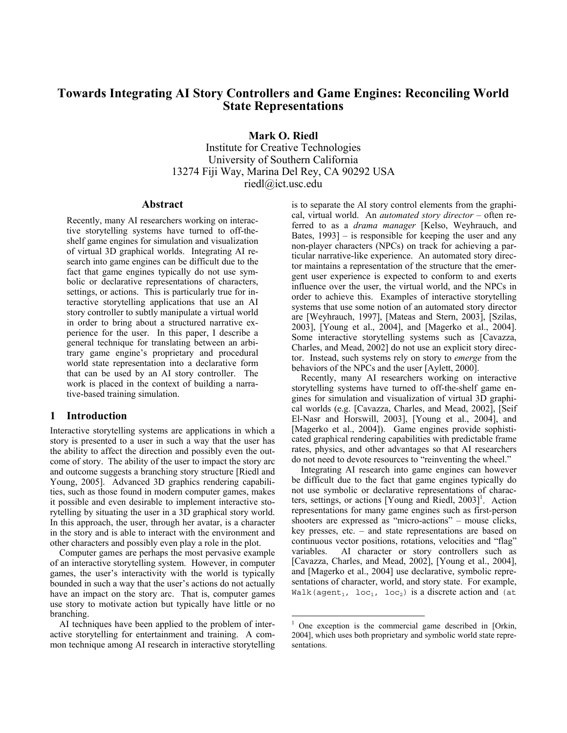# Towards Integrating AI Story Controllers and Game Engines: Reconciling World State Representations

**Mark O. Riedl**
Institute for Creative Technologies
University of Southern California
13274 Fiji Way, Marina Del Rey, CA 90292 USA
riedl@ict.usc.edu

## Abstract

Recently, many AI researchers working on interactive storytelling systems have turned to off-the-shelf game engines for simulation and visualization of virtual 3D graphical worlds. Integrating AI research into game engines can be difficult due to the fact that game engines typically do not use symbolic or declarative representations of characters, settings, or actions. This is particularly true for interactive storytelling applications that use an AI story controller to subtly manipulate a virtual world in order to bring about a structured narrative experience for the user. In this paper, I describe a general technique for translating between an arbitrary game engine's proprietary and procedural world state representation into a declarative form that can be used by an AI story controller. The work is placed in the context of building a narrative-based training simulation.

## 1 Introduction

Interactive storytelling systems are applications in which a story is presented to a user in such a way that the user has the ability to affect the direction and possibly even the outcome of story. The ability of the user to impact the story arc and outcome suggests a branching story structure [Riedl and Young, 2005]. Advanced 3D graphics rendering capabilities, such as those found in modern computer games, makes it possible and even desirable to implement interactive storytelling by situating the user in a 3D graphical story world. In this approach, the user, through her avatar, is a character in the story and is able to interact with the environment and other characters and possibly even play a role in the plot.

Computer games are perhaps the most pervasive example of an interactive storytelling system. However, in computer games, the user's interactivity with the world is typically bounded in such a way that the user's actions do not actually have an impact on the story arc. That is, computer games use story to motivate action but typically have little or no branching.

AI techniques have been applied to the problem of interactive storytelling for entertainment and training. A common technique among AI research in interactive storytelling is to separate the AI story control elements from the graphical, virtual world. An *automated story director* – often referred to as a *drama manager* [Kelso, Weyhrauch, and Bates, 1993] – is responsible for keeping the user and any non-player characters (NPCs) on track for achieving a particular narrative-like experience. An automated story director maintains a representation of the structure that the emergent user experience is expected to conform to and exerts influence over the user, the virtual world, and the NPCs in order to achieve this. Examples of interactive storytelling systems that use some notion of an automated story director are [Weyhrauch, 1997], [Mateas and Stern, 2003], [Szilas, 2003], [Young et al., 2004], and [Magerko et al., 2004]. Some interactive storytelling systems such as [Cavazza, Charles, and Mead, 2002] do not use an explicit story director. Instead, such systems rely on story to *emerge* from the behaviors of the NPCs and the user [Aylett, 2000].

Recently, many AI researchers working on interactive storytelling systems have turned to off-the-shelf game engines for simulation and visualization of virtual 3D graphical worlds (e.g. [Cavazza, Charles, and Mead, 2002], [Seif El-Nasr and Horswill, 2003], [Young et al., 2004], and [Magerko et al., 2004]). Game engines provide sophisticated graphical rendering capabilities with predictable frame rates, physics, and other advantages so that AI researchers do not need to devote resources to "reinventing the wheel."

Integrating AI research into game engines can however be difficult due to the fact that game engines typically do not use symbolic or declarative representations of characters, settings, or actions [Young and Riedl, 2003][1]. Action representations for many game engines such as first-person shooters are expressed as "micro-actions" – mouse clicks, key presses, etc. – and state representations are based on continuous vector positions, rotations, velocities and "flag" variables. AI character or story controllers such as [Cavazza, Charles, and Mead, 2002], [Young et al., 2004], and [Magerko et al., 2004] use declarative, symbolic representations of character, world, and story state. For example, `Walk(agent`$_1$`, loc`$_1$`, loc`$_2$`)` is a discrete action and `(at`

---

[1] One exception is the commercial game described in [Orkin, 2004], which uses both proprietary and symbolic world state representations.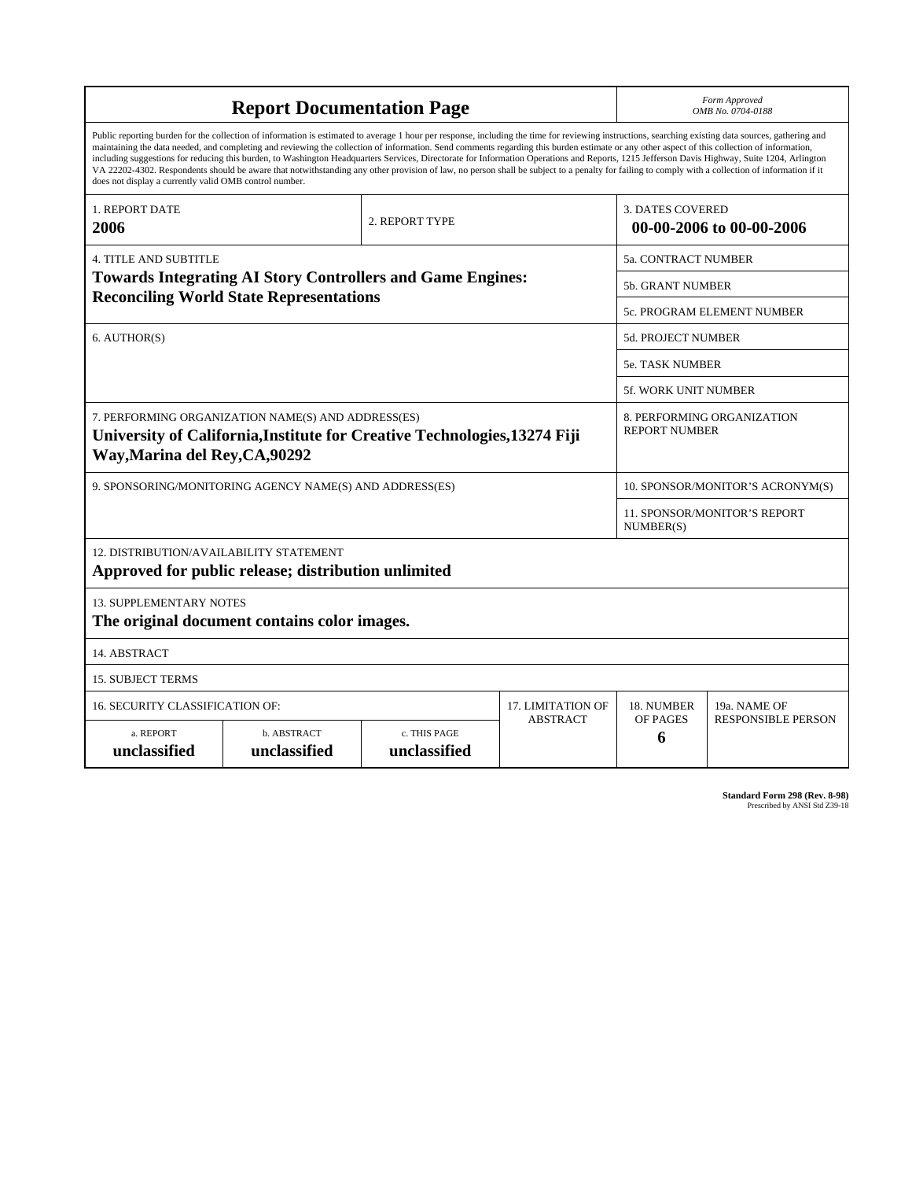# Report Documentation Page

*Form Approved*
*OMB No. 0704-0188*

Public reporting burden for the collection of information is estimated to average 1 hour per response, including the time for reviewing instructions, searching existing data sources, gathering and maintaining the data needed, and completing and reviewing the collection of information. Send comments regarding this burden estimate or any other aspect of this collection of information, including suggestions for reducing this burden, to Washington Headquarters Services, Directorate for Information Operations and Reports, 1215 Jefferson Davis Highway, Suite 1204, Arlington VA 22202-4302. Respondents should be aware that notwithstanding any other provision of law, no person shall be subject to a penalty for failing to comply with a collection of information if it does not display a currently valid OMB control number.

| 1. REPORT DATE | 2. REPORT TYPE | 3. DATES COVERED |
|---|---|---|
| **2006** | | **00-00-2006 to 00-00-2006** |

| 4. TITLE AND SUBTITLE | |
|---|---|
| **Towards Integrating AI Story Controllers and Game Engines: Reconciling World State Representations** | 5a. CONTRACT NUMBER |
| | 5b. GRANT NUMBER |
| | 5c. PROGRAM ELEMENT NUMBER |
| 6. AUTHOR(S) | 5d. PROJECT NUMBER |
| | 5e. TASK NUMBER |
| | 5f. WORK UNIT NUMBER |
| 7. PERFORMING ORGANIZATION NAME(S) AND ADDRESS(ES) **University of California,Institute for Creative Technologies,13274 Fiji Way,Marina del Rey,CA,90292** | 8. PERFORMING ORGANIZATION REPORT NUMBER |
| 9. SPONSORING/MONITORING AGENCY NAME(S) AND ADDRESS(ES) | 10. SPONSOR/MONITOR'S ACRONYM(S) |
| | 11. SPONSOR/MONITOR'S REPORT NUMBER(S) |

12. DISTRIBUTION/AVAILABILITY STATEMENT
**Approved for public release; distribution unlimited**

13. SUPPLEMENTARY NOTES
**The original document contains color images.**

14. ABSTRACT

15. SUBJECT TERMS

| 16. SECURITY CLASSIFICATION OF: | | | 17. LIMITATION OF ABSTRACT | 18. NUMBER OF PAGES | 19a. NAME OF RESPONSIBLE PERSON |
|---|---|---|---|---|---|
| a. REPORT | b. ABSTRACT | c. THIS PAGE | | | |
| **unclassified** | **unclassified** | **unclassified** | | **6** | |

**Standard Form 298 (Rev. 8-98)**
Prescribed by ANSI Std Z39-18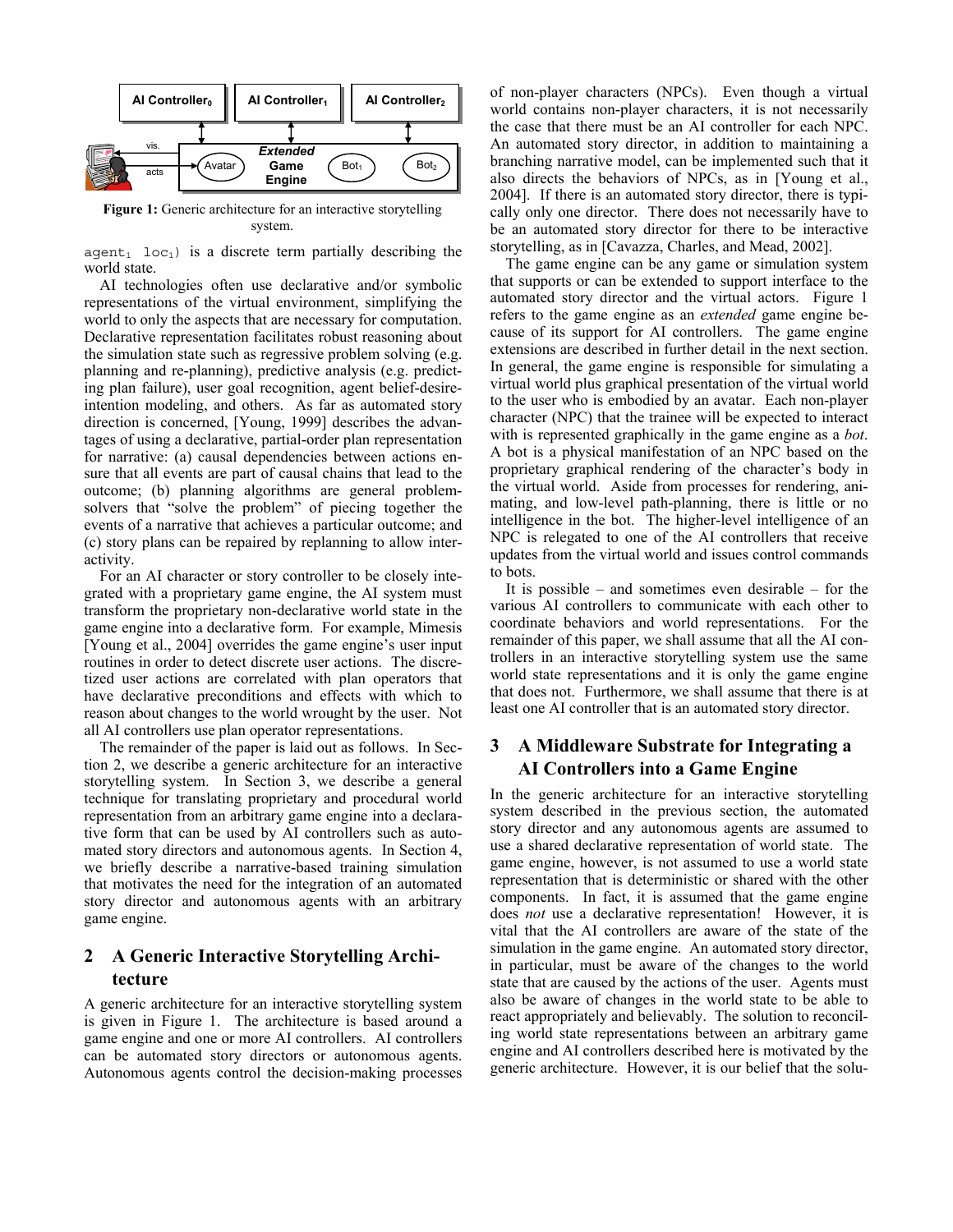**Figure 1:** Generic architecture for an interactive storytelling system.

$agent_1$ $loc_1$) is a discrete term partially describing the world state.

AI technologies often use declarative and/or symbolic representations of the virtual environment, simplifying the world to only the aspects that are necessary for computation. Declarative representation facilitates robust reasoning about the simulation state such as regressive problem solving (e.g. planning and re-planning), predictive analysis (e.g. predicting plan failure), user goal recognition, agent belief-desire-intention modeling, and others. As far as automated story direction is concerned, [Young, 1999] describes the advantages of using a declarative, partial-order plan representation for narrative: (a) causal dependencies between actions ensure that all events are part of causal chains that lead to the outcome; (b) planning algorithms are general problem-solvers that "solve the problem" of piecing together the events of a narrative that achieves a particular outcome; and (c) story plans can be repaired by replanning to allow interactivity.

For an AI character or story controller to be closely integrated with a proprietary game engine, the AI system must transform the proprietary non-declarative world state in the game engine into a declarative form. For example, Mimesis [Young et al., 2004] overrides the game engine's user input routines in order to detect discrete user actions. The discretized user actions are correlated with plan operators that have declarative preconditions and effects with which to reason about changes to the world wrought by the user. Not all AI controllers use plan operator representations.

The remainder of the paper is laid out as follows. In Section 2, we describe a generic architecture for an interactive storytelling system. In Section 3, we describe a general technique for translating proprietary and procedural world representation from an arbitrary game engine into a declarative form that can be used by AI controllers such as automated story directors and autonomous agents. In Section 4, we briefly describe a narrative-based training simulation that motivates the need for the integration of an automated story director and autonomous agents with an arbitrary game engine.

## 2 A Generic Interactive Storytelling Architecture

A generic architecture for an interactive storytelling system is given in Figure 1. The architecture is based around a game engine and one or more AI controllers. AI controllers can be automated story directors or autonomous agents. Autonomous agents control the decision-making processes of non-player characters (NPCs). Even though a virtual world contains non-player characters, it is not necessarily the case that there must be an AI controller for each NPC. An automated story director, in addition to maintaining a branching narrative model, can be implemented such that it also directs the behaviors of NPCs, as in [Young et al., 2004]. If there is an automated story director, there is typically only one director. There does not necessarily have to be an automated story director for there to be interactive storytelling, as in [Cavazza, Charles, and Mead, 2002].

The game engine can be any game or simulation system that supports or can be extended to support interface to the automated story director and the virtual actors. Figure 1 refers to the game engine as an *extended* game engine because of its support for AI controllers. The game engine extensions are described in further detail in the next section. In general, the game engine is responsible for simulating a virtual world plus graphical presentation of the virtual world to the user who is embodied by an avatar. Each non-player character (NPC) that the trainee will be expected to interact with is represented graphically in the game engine as a *bot*. A bot is a physical manifestation of an NPC based on the proprietary graphical rendering of the character's body in the virtual world. Aside from processes for rendering, animating, and low-level path-planning, there is little or no intelligence in the bot. The higher-level intelligence of an NPC is relegated to one of the AI controllers that receive updates from the virtual world and issues control commands to bots.

It is possible – and sometimes even desirable – for the various AI controllers to communicate with each other to coordinate behaviors and world representations. For the remainder of this paper, we shall assume that all the AI controllers in an interactive storytelling system use the same world state representations and it is only the game engine that does not. Furthermore, we shall assume that there is at least one AI controller that is an automated story director.

## 3 A Middleware Substrate for Integrating a AI Controllers into a Game Engine

In the generic architecture for an interactive storytelling system described in the previous section, the automated story director and any autonomous agents are assumed to use a shared declarative representation of world state. The game engine, however, is not assumed to use a world state representation that is deterministic or shared with the other components. In fact, it is assumed that the game engine does *not* use a declarative representation! However, it is vital that the AI controllers are aware of the state of the simulation in the game engine. An automated story director, in particular, must be aware of the changes to the world state that are caused by the actions of the user. Agents must also be aware of changes in the world state to be able to react appropriately and believably. The solution to reconciling world state representations between an arbitrary game engine and AI controllers described here is motivated by the generic architecture. However, it is our belief that the solu-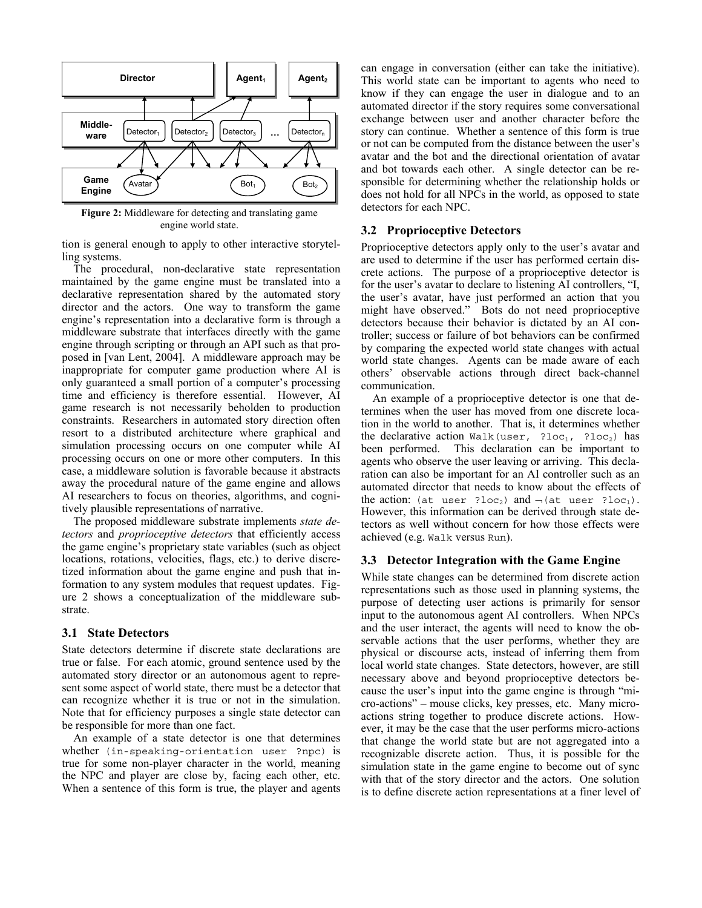**Figure 2:** Middleware for detecting and translating game engine world state.

tion is general enough to apply to other interactive storytelling systems.

The procedural, non-declarative state representation maintained by the game engine must be translated into a declarative representation shared by the automated story director and the actors. One way to transform the game engine's representation into a declarative form is through a middleware substrate that interfaces directly with the game engine through scripting or through an API such as that proposed in [van Lent, 2004]. A middleware approach may be inappropriate for computer game production where AI is only guaranteed a small portion of a computer's processing time and efficiency is therefore essential. However, AI game research is not necessarily beholden to production constraints. Researchers in automated story direction often resort to a distributed architecture where graphical and simulation processing occurs on one computer while AI processing occurs on one or more other computers. In this case, a middleware solution is favorable because it abstracts away the procedural nature of the game engine and allows AI researchers to focus on theories, algorithms, and cognitively plausible representations of narrative.

The proposed middleware substrate implements *state detectors* and *proprioceptive detectors* that efficiently access the game engine's proprietary state variables (such as object locations, rotations, velocities, flags, etc.) to derive discretized information about the game engine and push that information to any system modules that request updates. Figure 2 shows a conceptualization of the middleware substrate.

### 3.1 State Detectors

State detectors determine if discrete state declarations are true or false. For each atomic, ground sentence used by the automated story director or an autonomous agent to represent some aspect of world state, there must be a detector that can recognize whether it is true or not in the simulation. Note that for efficiency purposes a single state detector can be responsible for more than one fact.

An example of a state detector is one that determines whether `(in-speaking-orientation user ?npc)` is true for some non-player character in the world, meaning the NPC and player are close by, facing each other, etc. When a sentence of this form is true, the player and agents can engage in conversation (either can take the initiative). This world state can be important to agents who need to know if they can engage the user in dialogue and to an automated director if the story requires some conversational exchange between user and another character before the story can continue. Whether a sentence of this form is true or not can be computed from the distance between the user's avatar and the bot and the directional orientation of avatar and bot towards each other. A single detector can be responsible for determining whether the relationship holds or does not hold for all NPCs in the world, as opposed to state detectors for each NPC.

### 3.2 Proprioceptive Detectors

Proprioceptive detectors apply only to the user's avatar and are used to determine if the user has performed certain discrete actions. The purpose of a proprioceptive detector is for the user's avatar to declare to listening AI controllers, "I, the user's avatar, have just performed an action that you might have observed." Bots do not need proprioceptive detectors because their behavior is dictated by an AI controller; success or failure of bot behaviors can be confirmed by comparing the expected world state changes with actual world state changes. Agents can be made aware of each others' observable actions through direct back-channel communication.

An example of a proprioceptive detector is one that determines when the user has moved from one discrete location in the world to another. That is, it determines whether the declarative action Walk(user, ?$loc_1$, ?$loc_2$) has been performed. This declaration can be important to agents who observe the user leaving or arriving. This declaration can also be important for an AI controller such as an automated director that needs to know about the effects of the action: (at user ?$loc_2$) and $\neg$(at user ?$loc_1$). However, this information can be derived through state detectors as well without concern for how those effects were achieved (e.g. `Walk` versus `Run`).

### 3.3 Detector Integration with the Game Engine

While state changes can be determined from discrete action representations such as those used in planning systems, the purpose of detecting user actions is primarily for sensor input to the autonomous agent AI controllers. When NPCs and the user interact, the agents will need to know the observable actions that the user performs, whether they are physical or discourse acts, instead of inferring them from local world state changes. State detectors, however, are still necessary above and beyond proprioceptive detectors because the user's input into the game engine is through "micro-actions" – mouse clicks, key presses, etc. Many micro-actions string together to produce discrete actions. However, it may be the case that the user performs micro-actions that change the world state but are not aggregated into a recognizable discrete action. Thus, it is possible for the simulation state in the game engine to become out of sync with that of the story director and the actors. One solution is to define discrete action representations at a finer level of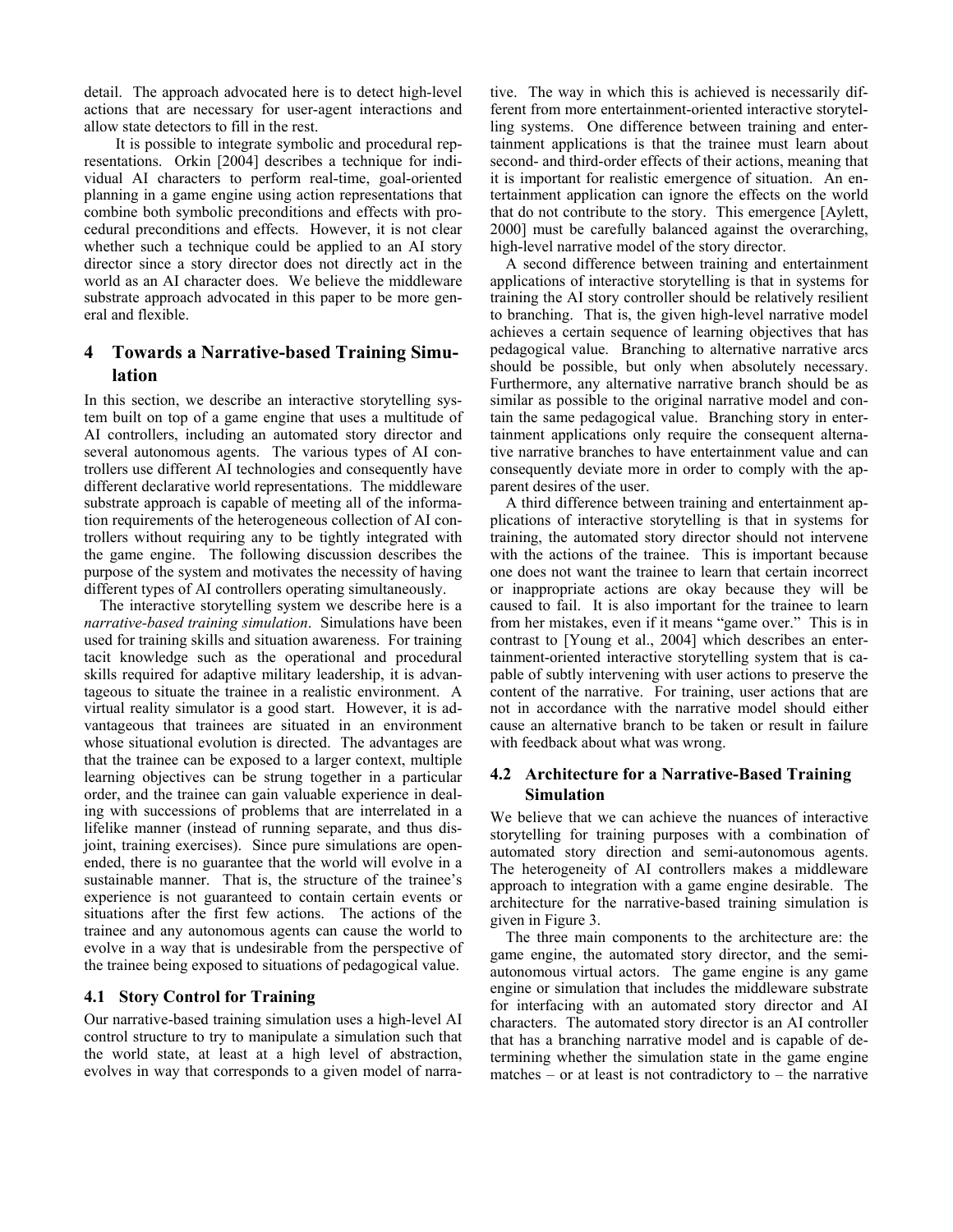detail. The approach advocated here is to detect high-level actions that are necessary for user-agent interactions and allow state detectors to fill in the rest.

It is possible to integrate symbolic and procedural representations. Orkin [2004] describes a technique for individual AI characters to perform real-time, goal-oriented planning in a game engine using action representations that combine both symbolic preconditions and effects with procedural preconditions and effects. However, it is not clear whether such a technique could be applied to an AI story director since a story director does not directly act in the world as an AI character does. We believe the middleware substrate approach advocated in this paper to be more general and flexible.

## 4 Towards a Narrative-based Training Simulation

In this section, we describe an interactive storytelling system built on top of a game engine that uses a multitude of AI controllers, including an automated story director and several autonomous agents. The various types of AI controllers use different AI technologies and consequently have different declarative world representations. The middleware substrate approach is capable of meeting all of the information requirements of the heterogeneous collection of AI controllers without requiring any to be tightly integrated with the game engine. The following discussion describes the purpose of the system and motivates the necessity of having different types of AI controllers operating simultaneously.

The interactive storytelling system we describe here is a *narrative-based training simulation*. Simulations have been used for training skills and situation awareness. For training tacit knowledge such as the operational and procedural skills required for adaptive military leadership, it is advantageous to situate the trainee in a realistic environment. A virtual reality simulator is a good start. However, it is advantageous that trainees are situated in an environment whose situational evolution is directed. The advantages are that the trainee can be exposed to a larger context, multiple learning objectives can be strung together in a particular order, and the trainee can gain valuable experience in dealing with successions of problems that are interrelated in a lifelike manner (instead of running separate, and thus disjoint, training exercises). Since pure simulations are open-ended, there is no guarantee that the world will evolve in a sustainable manner. That is, the structure of the trainee's experience is not guaranteed to contain certain events or situations after the first few actions. The actions of the trainee and any autonomous agents can cause the world to evolve in a way that is undesirable from the perspective of the trainee being exposed to situations of pedagogical value.

### 4.1 Story Control for Training

Our narrative-based training simulation uses a high-level AI control structure to try to manipulate a simulation such that the world state, at least at a high level of abstraction, evolves in way that corresponds to a given model of narrative. The way in which this is achieved is necessarily different from more entertainment-oriented interactive storytelling systems. One difference between training and entertainment applications is that the trainee must learn about second- and third-order effects of their actions, meaning that it is important for realistic emergence of situation. An entertainment application can ignore the effects on the world that do not contribute to the story. This emergence [Aylett, 2000] must be carefully balanced against the overarching, high-level narrative model of the story director.

A second difference between training and entertainment applications of interactive storytelling is that in systems for training the AI story controller should be relatively resilient to branching. That is, the given high-level narrative model achieves a certain sequence of learning objectives that has pedagogical value. Branching to alternative narrative arcs should be possible, but only when absolutely necessary. Furthermore, any alternative narrative branch should be as similar as possible to the original narrative model and contain the same pedagogical value. Branching story in entertainment applications only require the consequent alternative narrative branches to have entertainment value and can consequently deviate more in order to comply with the apparent desires of the user.

A third difference between training and entertainment applications of interactive storytelling is that in systems for training, the automated story director should not intervene with the actions of the trainee. This is important because one does not want the trainee to learn that certain incorrect or inappropriate actions are okay because they will be caused to fail. It is also important for the trainee to learn from her mistakes, even if it means "game over." This is in contrast to [Young et al., 2004] which describes an entertainment-oriented interactive storytelling system that is capable of subtly intervening with user actions to preserve the content of the narrative. For training, user actions that are not in accordance with the narrative model should either cause an alternative branch to be taken or result in failure with feedback about what was wrong.

### 4.2 Architecture for a Narrative-Based Training Simulation

We believe that we can achieve the nuances of interactive storytelling for training purposes with a combination of automated story direction and semi-autonomous agents. The heterogeneity of AI controllers makes a middleware approach to integration with a game engine desirable. The architecture for the narrative-based training simulation is given in Figure 3.

The three main components to the architecture are: the game engine, the automated story director, and the semi-autonomous virtual actors. The game engine is any game engine or simulation that includes the middleware substrate for interfacing with an automated story director and AI characters. The automated story director is an AI controller that has a branching narrative model and is capable of determining whether the simulation state in the game engine matches – or at least is not contradictory to – the narrative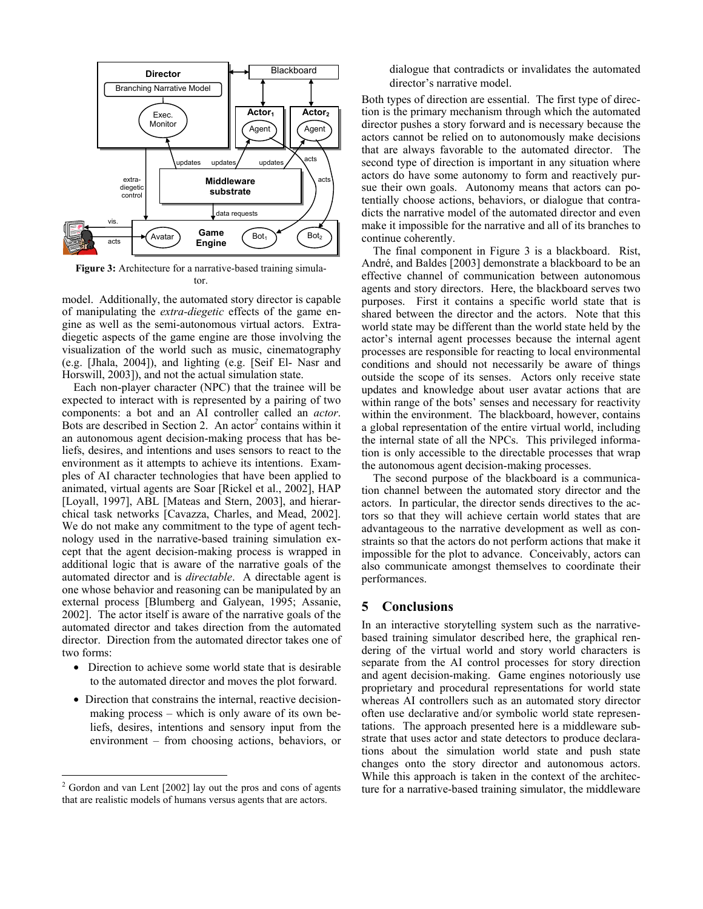**Figure 3:** Architecture for a narrative-based training simulator.

model. Additionally, the automated story director is capable of manipulating the *extra-diegetic* effects of the game engine as well as the semi-autonomous virtual actors. Extra-diegetic aspects of the game engine are those involving the visualization of the world such as music, cinematography (e.g. [Jhala, 2004]), and lighting (e.g. [Seif El- Nasr and Horswill, 2003]), and not the actual simulation state.

Each non-player character (NPC) that the trainee will be expected to interact with is represented by a pairing of two components: a bot and an AI controller called an *actor*. Bots are described in Section 2. An actor[2] contains within it an autonomous agent decision-making process that has beliefs, desires, and intentions and uses sensors to react to the environment as it attempts to achieve its intentions. Examples of AI character technologies that have been applied to animated, virtual agents are Soar [Rickel et al., 2002], HAP [Loyall, 1997], ABL [Mateas and Stern, 2003], and hierarchical task networks [Cavazza, Charles, and Mead, 2002]. We do not make any commitment to the type of agent technology used in the narrative-based training simulation except that the agent decision-making process is wrapped in additional logic that is aware of the narrative goals of the automated director and is *directable*. A directable agent is one whose behavior and reasoning can be manipulated by an external process [Blumberg and Galyean, 1995; Assanie, 2002]. The actor itself is aware of the narrative goals of the automated director and takes direction from the automated director. Direction from the automated director takes one of two forms:

- Direction to achieve some world state that is desirable to the automated director and moves the plot forward.
- Direction that constrains the internal, reactive decision-making process – which is only aware of its own beliefs, desires, intentions and sensory input from the environment – from choosing actions, behaviors, or dialogue that contradicts or invalidates the automated director's narrative model.

Both types of direction are essential. The first type of direction is the primary mechanism through which the automated director pushes a story forward and is necessary because the actors cannot be relied on to autonomously make decisions that are always favorable to the automated director. The second type of direction is important in any situation where actors do have some autonomy to form and reactively pursue their own goals. Autonomy means that actors can potentially choose actions, behaviors, or dialogue that contradicts the narrative model of the automated director and even make it impossible for the narrative and all of its branches to continue coherently.

The final component in Figure 3 is a blackboard. Rist, André, and Baldes [2003] demonstrate a blackboard to be an effective channel of communication between autonomous agents and story directors. Here, the blackboard serves two purposes. First it contains a specific world state that is shared between the director and the actors. Note that this world state may be different than the world state held by the actor's internal agent processes because the internal agent processes are responsible for reacting to local environmental conditions and should not necessarily be aware of things outside the scope of its senses. Actors only receive state updates and knowledge about user avatar actions that are within range of the bots' senses and necessary for reactivity within the environment. The blackboard, however, contains a global representation of the entire virtual world, including the internal state of all the NPCs. This privileged information is only accessible to the directable processes that wrap the autonomous agent decision-making processes.

The second purpose of the blackboard is a communication channel between the automated story director and the actors. In particular, the director sends directives to the actors so that they will achieve certain world states that are advantageous to the narrative development as well as constraints so that the actors do not perform actions that make it impossible for the plot to advance. Conceivably, actors can also communicate amongst themselves to coordinate their performances.

## 5 Conclusions

In an interactive storytelling system such as the narrative-based training simulator described here, the graphical rendering of the virtual world and story world characters is separate from the AI control processes for story direction and agent decision-making. Game engines notoriously use proprietary and procedural representations for world state whereas AI controllers such as an automated story director often use declarative and/or symbolic world state representations. The approach presented here is a middleware substrate that uses actor and state detectors to produce declarations about the simulation world state and push state changes onto the story director and autonomous actors. While this approach is taken in the context of the architecture for a narrative-based training simulator, the middleware

[2] Gordon and van Lent [2002] lay out the pros and cons of agents that are realistic models of humans versus agents that are actors.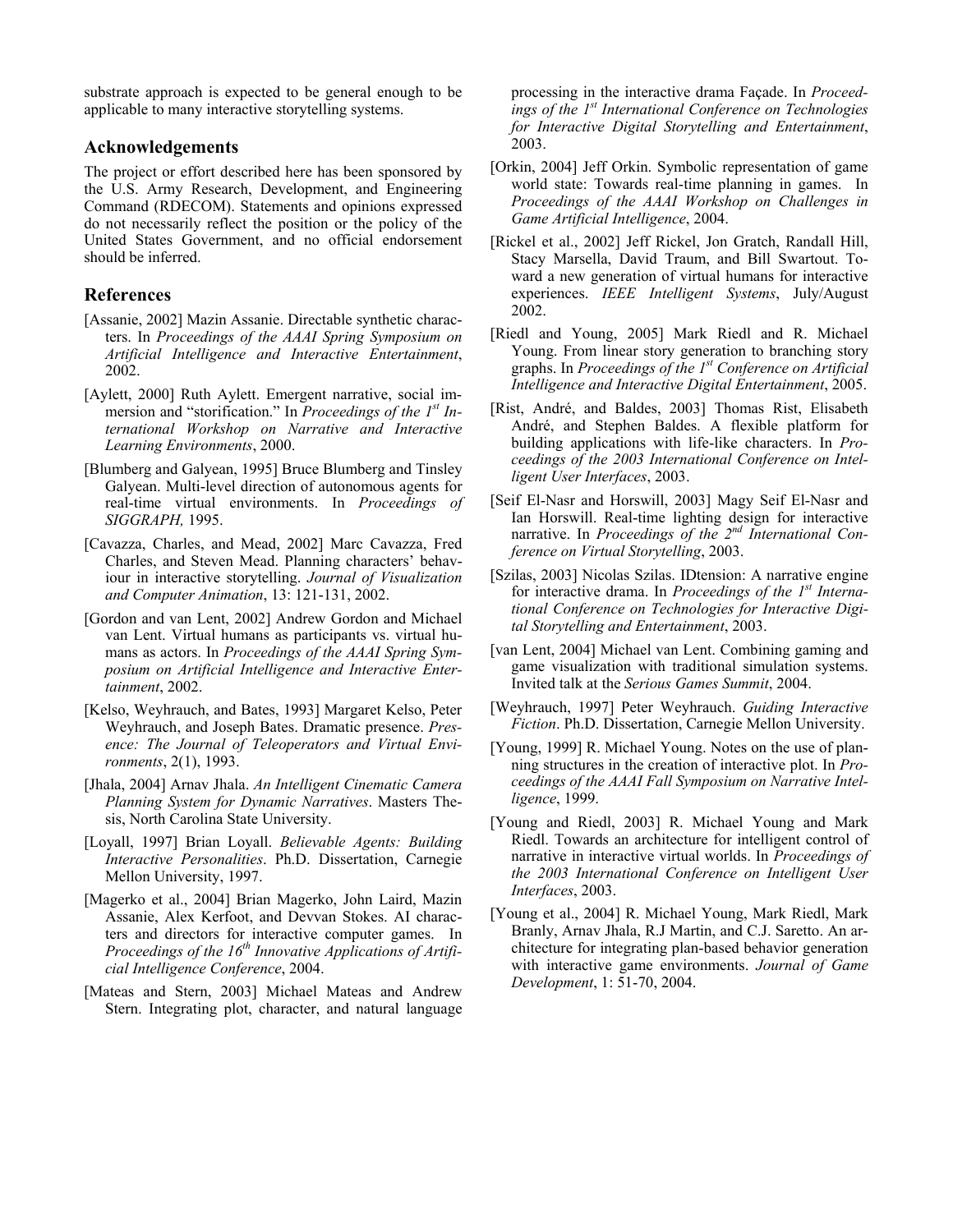substrate approach is expected to be general enough to be applicable to many interactive storytelling systems.

## Acknowledgements

The project or effort described here has been sponsored by the U.S. Army Research, Development, and Engineering Command (RDECOM). Statements and opinions expressed do not necessarily reflect the position or the policy of the United States Government, and no official endorsement should be inferred.

## References

[Assanie, 2002] Mazin Assanie. Directable synthetic characters. In *Proceedings of the AAAI Spring Symposium on Artificial Intelligence and Interactive Entertainment*, 2002.

[Aylett, 2000] Ruth Aylett. Emergent narrative, social immersion and "storification." In *Proceedings of the 1st International Workshop on Narrative and Interactive Learning Environments*, 2000.

[Blumberg and Galyean, 1995] Bruce Blumberg and Tinsley Galyean. Multi-level direction of autonomous agents for real-time virtual environments. In *Proceedings of SIGGRAPH,* 1995.

[Cavazza, Charles, and Mead, 2002] Marc Cavazza, Fred Charles, and Steven Mead. Planning characters' behaviour in interactive storytelling. *Journal of Visualization and Computer Animation*, 13: 121-131, 2002.

[Gordon and van Lent, 2002] Andrew Gordon and Michael van Lent. Virtual humans as participants vs. virtual humans as actors. In *Proceedings of the AAAI Spring Symposium on Artificial Intelligence and Interactive Entertainment*, 2002.

[Kelso, Weyhrauch, and Bates, 1993] Margaret Kelso, Peter Weyhrauch, and Joseph Bates. Dramatic presence. *Presence: The Journal of Teleoperators and Virtual Environments*, 2(1), 1993.

[Jhala, 2004] Arnav Jhala. *An Intelligent Cinematic Camera Planning System for Dynamic Narratives*. Masters Thesis, North Carolina State University.

[Loyall, 1997] Brian Loyall. *Believable Agents: Building Interactive Personalities*. Ph.D. Dissertation, Carnegie Mellon University, 1997.

[Magerko et al., 2004] Brian Magerko, John Laird, Mazin Assanie, Alex Kerfoot, and Devvan Stokes. AI characters and directors for interactive computer games. In *Proceedings of the 16th Innovative Applications of Artificial Intelligence Conference*, 2004.

[Mateas and Stern, 2003] Michael Mateas and Andrew Stern. Integrating plot, character, and natural language processing in the interactive drama Façade. In *Proceedings of the 1st International Conference on Technologies for Interactive Digital Storytelling and Entertainment*, 2003.

[Orkin, 2004] Jeff Orkin. Symbolic representation of game world state: Towards real-time planning in games. In *Proceedings of the AAAI Workshop on Challenges in Game Artificial Intelligence*, 2004.

[Rickel et al., 2002] Jeff Rickel, Jon Gratch, Randall Hill, Stacy Marsella, David Traum, and Bill Swartout. Toward a new generation of virtual humans for interactive experiences. *IEEE Intelligent Systems*, July/August 2002.

[Riedl and Young, 2005] Mark Riedl and R. Michael Young. From linear story generation to branching story graphs. In *Proceedings of the 1st Conference on Artificial Intelligence and Interactive Digital Entertainment*, 2005.

[Rist, André, and Baldes, 2003] Thomas Rist, Elisabeth André, and Stephen Baldes. A flexible platform for building applications with life-like characters. In *Proceedings of the 2003 International Conference on Intelligent User Interfaces*, 2003.

[Seif El-Nasr and Horswill, 2003] Magy Seif El-Nasr and Ian Horswill. Real-time lighting design for interactive narrative. In *Proceedings of the 2nd International Conference on Virtual Storytelling*, 2003.

[Szilas, 2003] Nicolas Szilas. IDtension: A narrative engine for interactive drama. In *Proceedings of the 1st International Conference on Technologies for Interactive Digital Storytelling and Entertainment*, 2003.

[van Lent, 2004] Michael van Lent. Combining gaming and game visualization with traditional simulation systems. Invited talk at the *Serious Games Summit*, 2004.

[Weyhrauch, 1997] Peter Weyhrauch. *Guiding Interactive Fiction*. Ph.D. Dissertation, Carnegie Mellon University.

[Young, 1999] R. Michael Young. Notes on the use of planning structures in the creation of interactive plot. In *Proceedings of the AAAI Fall Symposium on Narrative Intelligence*, 1999.

[Young and Riedl, 2003] R. Michael Young and Mark Riedl. Towards an architecture for intelligent control of narrative in interactive virtual worlds. In *Proceedings of the 2003 International Conference on Intelligent User Interfaces*, 2003.

[Young et al., 2004] R. Michael Young, Mark Riedl, Mark Branly, Arnav Jhala, R.J Martin, and C.J. Saretto. An architecture for integrating plan-based behavior generation with interactive game environments. *Journal of Game Development*, 1: 51-70, 2004.